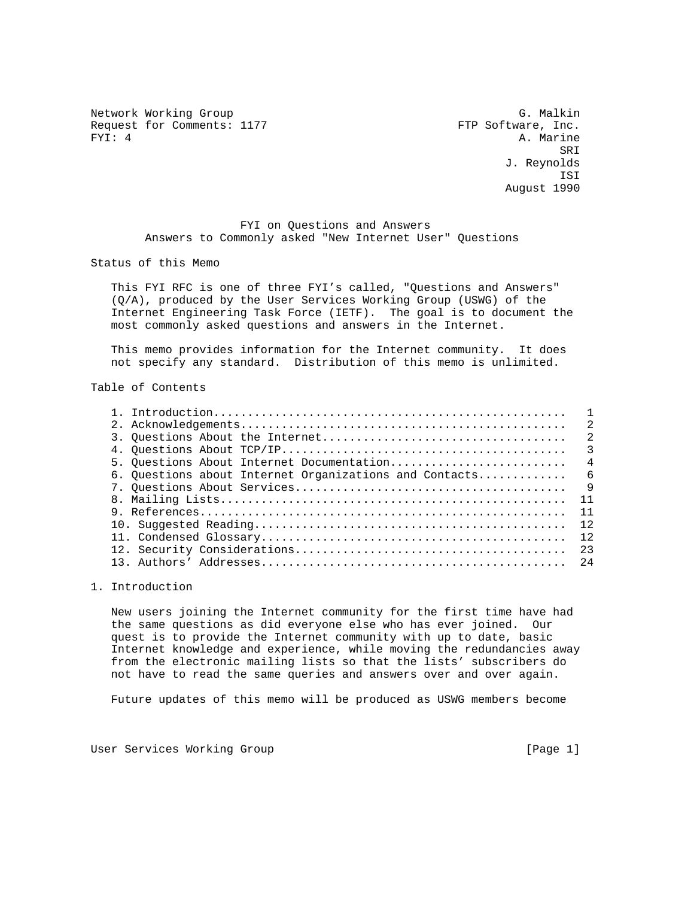Network Working Group                                          G. Malkin
Request for Comments: 1177                            FTP Software, Inc.
FYI: 4                                                         A. Marine
                                                                     SRI
                                                             J. Reynolds
                                                                     ISI
                                                             August 1990

# FYI on Questions and Answers
## Answers to Commonly asked "New Internet User" Questions

## Status of this Memo

This FYI RFC is one of three FYI's called, "Questions and Answers" (Q/A), produced by the User Services Working Group (USWG) of the Internet Engineering Task Force (IETF). The goal is to document the most commonly asked questions and answers in the Internet.

This memo provides information for the Internet community. It does not specify any standard. Distribution of this memo is unlimited.

## Table of Contents

1. Introduction.................................................... 1
2. Acknowledgements................................................ 2
3. Questions About the Internet.................................... 2
4. Questions About TCP/IP.......................................... 3
5. Questions About Internet Documentation.......................... 4
6. Questions about Internet Organizations and Contacts............. 6
7. Questions About Services........................................ 9
8. Mailing Lists................................................... 11
9. References...................................................... 11
10. Suggested Reading.............................................. 12
11. Condensed Glossary............................................. 12
12. Security Considerations........................................ 23
13. Authors' Addresses............................................. 24

## 1. Introduction

New users joining the Internet community for the first time have had the same questions as did everyone else who has ever joined. Our quest is to provide the Internet community with up to date, basic Internet knowledge and experience, while moving the redundancies away from the electronic mailing lists so that the lists' subscribers do not have to read the same queries and answers over and over again.

Future updates of this memo will be produced as USWG members become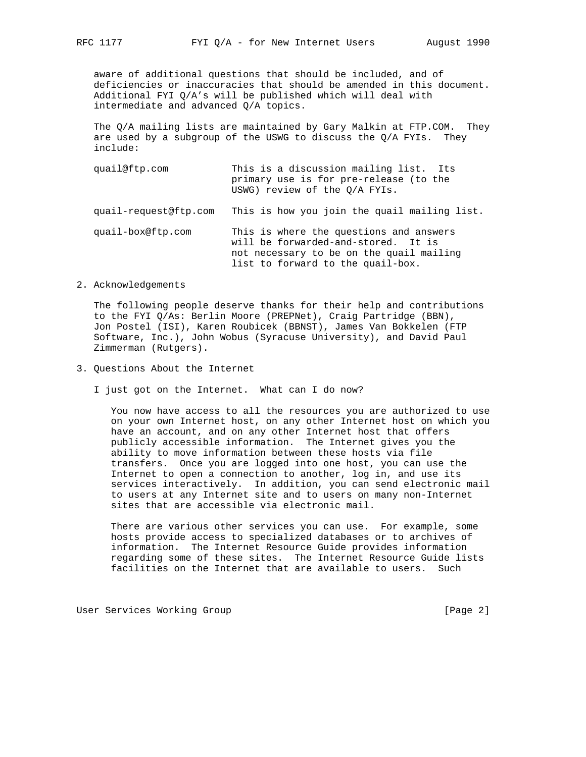aware of additional questions that should be included, and of deficiencies or inaccuracies that should be amended in this document. Additional FYI Q/A's will be published which will deal with intermediate and advanced Q/A topics.

The Q/A mailing lists are maintained by Gary Malkin at FTP.COM. They are used by a subgroup of the USWG to discuss the Q/A FYIs. They include:

| | |
|---|---|
| quail@ftp.com | This is a discussion mailing list. Its primary use is for pre-release (to the USWG) review of the Q/A FYIs. |
| quail-request@ftp.com | This is how you join the quail mailing list. |
| quail-box@ftp.com | This is where the questions and answers will be forwarded-and-stored. It is not necessary to be on the quail mailing list to forward to the quail-box. |

## 2. Acknowledgements

The following people deserve thanks for their help and contributions to the FYI Q/As: Berlin Moore (PREPNet), Craig Partridge (BBN), Jon Postel (ISI), Karen Roubicek (BBNST), James Van Bokkelen (FTP Software, Inc.), John Wobus (Syracuse University), and David Paul Zimmerman (Rutgers).

## 3. Questions About the Internet

I just got on the Internet. What can I do now?

You now have access to all the resources you are authorized to use on your own Internet host, on any other Internet host on which you have an account, and on any other Internet host that offers publicly accessible information. The Internet gives you the ability to move information between these hosts via file transfers. Once you are logged into one host, you can use the Internet to open a connection to another, log in, and use its services interactively. In addition, you can send electronic mail to users at any Internet site and to users on many non-Internet sites that are accessible via electronic mail.

There are various other services you can use. For example, some hosts provide access to specialized databases or to archives of information. The Internet Resource Guide provides information regarding some of these sites. The Internet Resource Guide lists facilities on the Internet that are available to users. Such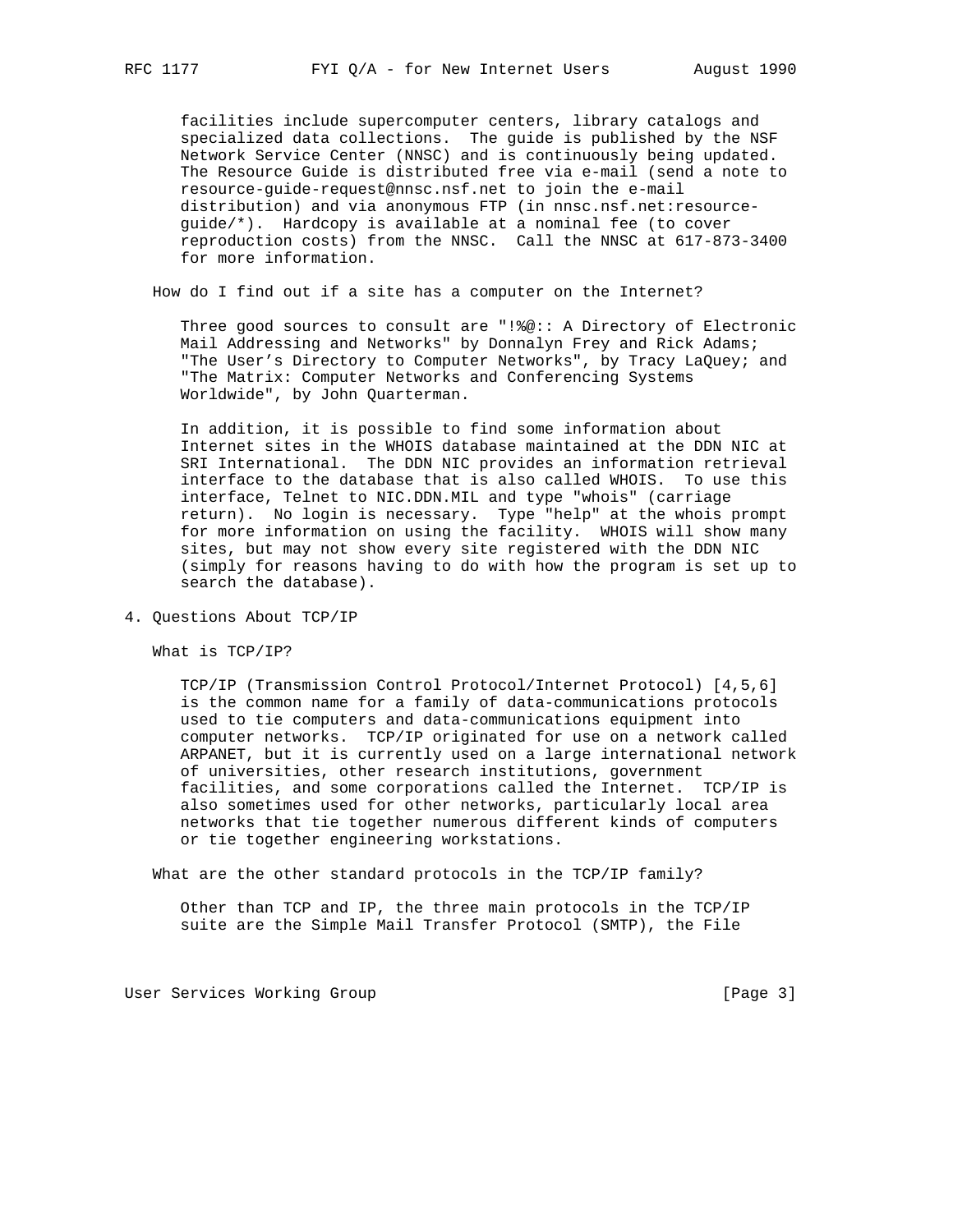facilities include supercomputer centers, library catalogs and specialized data collections. The guide is published by the NSF Network Service Center (NNSC) and is continuously being updated. The Resource Guide is distributed free via e-mail (send a note to resource-guide-request@nnsc.nsf.net to join the e-mail distribution) and via anonymous FTP (in nnsc.nsf.net:resource-guide/*). Hardcopy is available at a nominal fee (to cover reproduction costs) from the NNSC. Call the NNSC at 617-873-3400 for more information.

How do I find out if a site has a computer on the Internet?

Three good sources to consult are "!%@:: A Directory of Electronic Mail Addressing and Networks" by Donnalyn Frey and Rick Adams; "The User's Directory to Computer Networks", by Tracy LaQuey; and "The Matrix: Computer Networks and Conferencing Systems Worldwide", by John Quarterman.

In addition, it is possible to find some information about Internet sites in the WHOIS database maintained at the DDN NIC at SRI International. The DDN NIC provides an information retrieval interface to the database that is also called WHOIS. To use this interface, Telnet to NIC.DDN.MIL and type "whois" (carriage return). No login is necessary. Type "help" at the whois prompt for more information on using the facility. WHOIS will show many sites, but may not show every site registered with the DDN NIC (simply for reasons having to do with how the program is set up to search the database).

## 4. Questions About TCP/IP

What is TCP/IP?

TCP/IP (Transmission Control Protocol/Internet Protocol) [4,5,6] is the common name for a family of data-communications protocols used to tie computers and data-communications equipment into computer networks. TCP/IP originated for use on a network called ARPANET, but it is currently used on a large international network of universities, other research institutions, government facilities, and some corporations called the Internet. TCP/IP is also sometimes used for other networks, particularly local area networks that tie together numerous different kinds of computers or tie together engineering workstations.

What are the other standard protocols in the TCP/IP family?

Other than TCP and IP, the three main protocols in the TCP/IP suite are the Simple Mail Transfer Protocol (SMTP), the File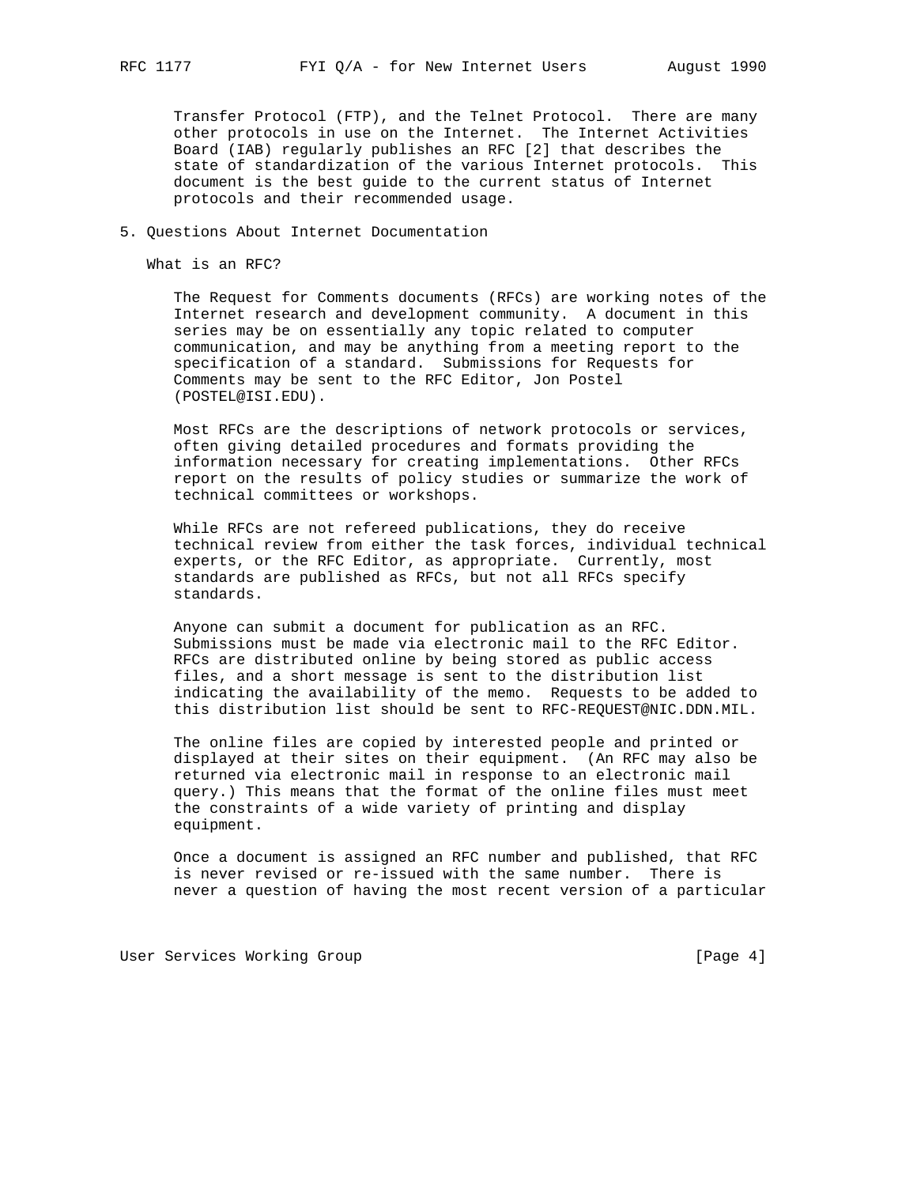Transfer Protocol (FTP), and the Telnet Protocol. There are many other protocols in use on the Internet. The Internet Activities Board (IAB) regularly publishes an RFC [2] that describes the state of standardization of the various Internet protocols. This document is the best guide to the current status of Internet protocols and their recommended usage.

## 5. Questions About Internet Documentation

### What is an RFC?

The Request for Comments documents (RFCs) are working notes of the Internet research and development community. A document in this series may be on essentially any topic related to computer communication, and may be anything from a meeting report to the specification of a standard. Submissions for Requests for Comments may be sent to the RFC Editor, Jon Postel (POSTEL@ISI.EDU).

Most RFCs are the descriptions of network protocols or services, often giving detailed procedures and formats providing the information necessary for creating implementations. Other RFCs report on the results of policy studies or summarize the work of technical committees or workshops.

While RFCs are not refereed publications, they do receive technical review from either the task forces, individual technical experts, or the RFC Editor, as appropriate. Currently, most standards are published as RFCs, but not all RFCs specify standards.

Anyone can submit a document for publication as an RFC. Submissions must be made via electronic mail to the RFC Editor. RFCs are distributed online by being stored as public access files, and a short message is sent to the distribution list indicating the availability of the memo. Requests to be added to this distribution list should be sent to RFC-REQUEST@NIC.DDN.MIL.

The online files are copied by interested people and printed or displayed at their sites on their equipment. (An RFC may also be returned via electronic mail in response to an electronic mail query.) This means that the format of the online files must meet the constraints of a wide variety of printing and display equipment.

Once a document is assigned an RFC number and published, that RFC is never revised or re-issued with the same number. There is never a question of having the most recent version of a particular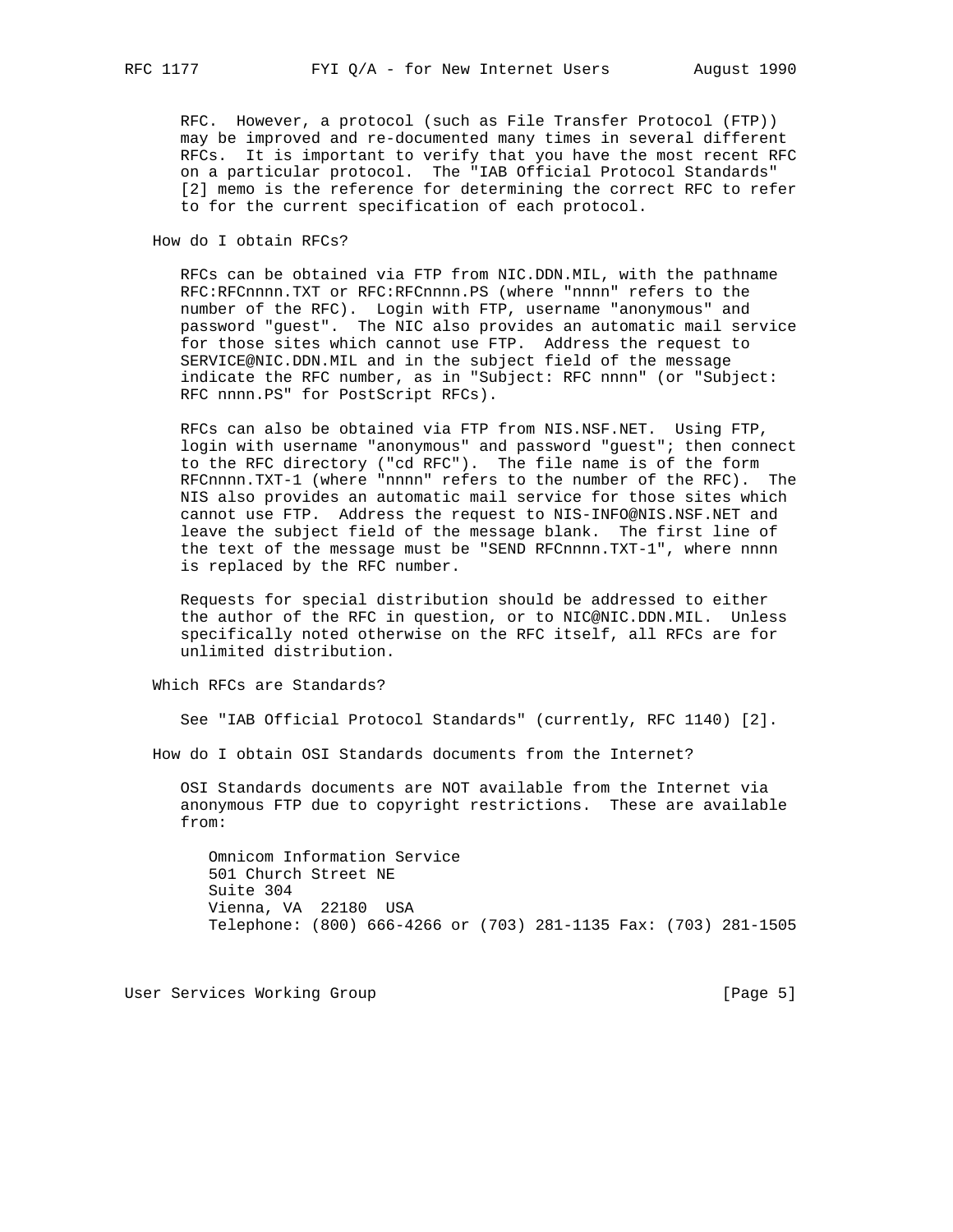RFC. However, a protocol (such as File Transfer Protocol (FTP)) may be improved and re-documented many times in several different RFCs. It is important to verify that you have the most recent RFC on a particular protocol. The "IAB Official Protocol Standards" [2] memo is the reference for determining the correct RFC to refer to for the current specification of each protocol.

### How do I obtain RFCs?

RFCs can be obtained via FTP from NIC.DDN.MIL, with the pathname RFC:RFCnnnn.TXT or RFC:RFCnnnn.PS (where "nnnn" refers to the number of the RFC). Login with FTP, username "anonymous" and password "guest". The NIC also provides an automatic mail service for those sites which cannot use FTP. Address the request to SERVICE@NIC.DDN.MIL and in the subject field of the message indicate the RFC number, as in "Subject: RFC nnnn" (or "Subject: RFC nnnn.PS" for PostScript RFCs).

RFCs can also be obtained via FTP from NIS.NSF.NET. Using FTP, login with username "anonymous" and password "guest"; then connect to the RFC directory ("cd RFC"). The file name is of the form RFCnnnn.TXT-1 (where "nnnn" refers to the number of the RFC). The NIS also provides an automatic mail service for those sites which cannot use FTP. Address the request to NIS-INFO@NIS.NSF.NET and leave the subject field of the message blank. The first line of the text of the message must be "SEND RFCnnnn.TXT-1", where nnnn is replaced by the RFC number.

Requests for special distribution should be addressed to either the author of the RFC in question, or to NIC@NIC.DDN.MIL. Unless specifically noted otherwise on the RFC itself, all RFCs are for unlimited distribution.

### Which RFCs are Standards?

See "IAB Official Protocol Standards" (currently, RFC 1140) [2].

### How do I obtain OSI Standards documents from the Internet?

OSI Standards documents are NOT available from the Internet via anonymous FTP due to copyright restrictions. These are available from:

Omnicom Information Service  
501 Church Street NE  
Suite 304  
Vienna, VA 22180 USA  
Telephone: (800) 666-4266 or (703) 281-1135 Fax: (703) 281-1505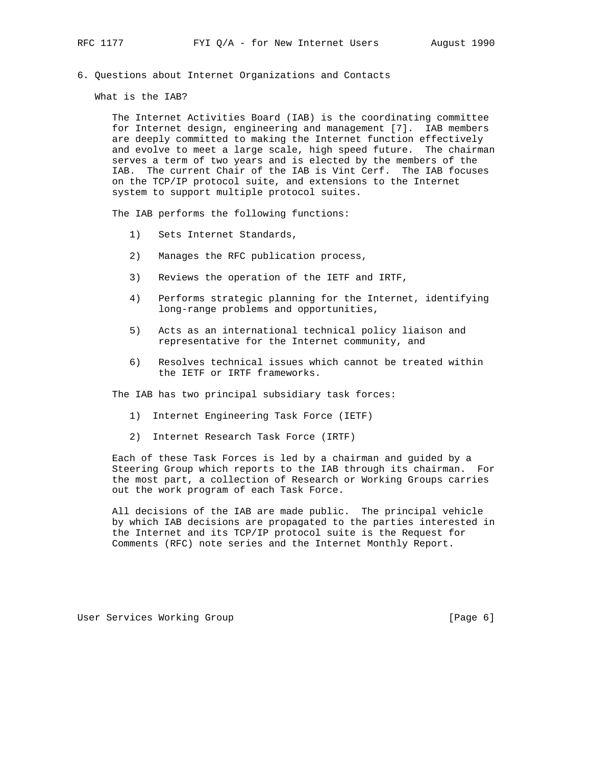## 6. Questions about Internet Organizations and Contacts

### What is the IAB?

The Internet Activities Board (IAB) is the coordinating committee for Internet design, engineering and management [7]. IAB members are deeply committed to making the Internet function effectively and evolve to meet a large scale, high speed future. The chairman serves a term of two years and is elected by the members of the IAB. The current Chair of the IAB is Vint Cerf. The IAB focuses on the TCP/IP protocol suite, and extensions to the Internet system to support multiple protocol suites.

The IAB performs the following functions:

1) Sets Internet Standards,
2) Manages the RFC publication process,
3) Reviews the operation of the IETF and IRTF,
4) Performs strategic planning for the Internet, identifying long-range problems and opportunities,
5) Acts as an international technical policy liaison and representative for the Internet community, and
6) Resolves technical issues which cannot be treated within the IETF or IRTF frameworks.

The IAB has two principal subsidiary task forces:

1) Internet Engineering Task Force (IETF)
2) Internet Research Task Force (IRTF)

Each of these Task Forces is led by a chairman and guided by a Steering Group which reports to the IAB through its chairman. For the most part, a collection of Research or Working Groups carries out the work program of each Task Force.

All decisions of the IAB are made public. The principal vehicle by which IAB decisions are propagated to the parties interested in the Internet and its TCP/IP protocol suite is the Request for Comments (RFC) note series and the Internet Monthly Report.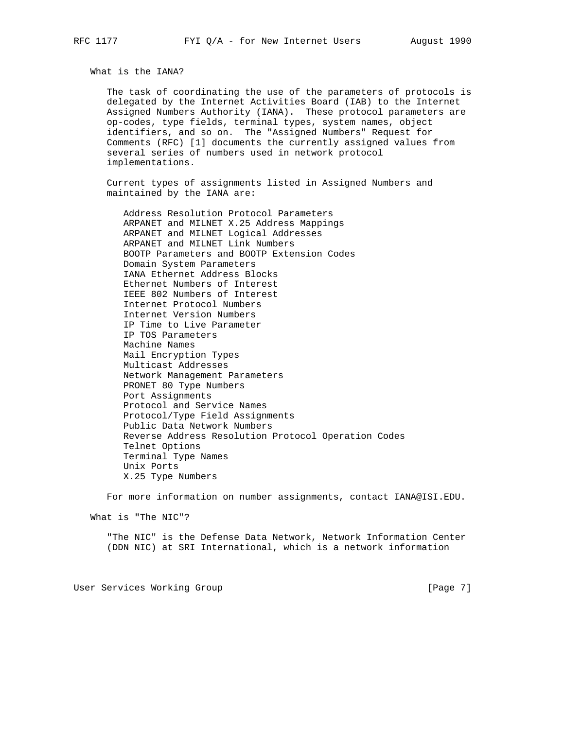## What is the IANA?

The task of coordinating the use of the parameters of protocols is delegated by the Internet Activities Board (IAB) to the Internet Assigned Numbers Authority (IANA). These protocol parameters are op-codes, type fields, terminal types, system names, object identifiers, and so on. The "Assigned Numbers" Request for Comments (RFC) [1] documents the currently assigned values from several series of numbers used in network protocol implementations.

Current types of assignments listed in Assigned Numbers and maintained by the IANA are:

- Address Resolution Protocol Parameters
- ARPANET and MILNET X.25 Address Mappings
- ARPANET and MILNET Logical Addresses
- ARPANET and MILNET Link Numbers
- BOOTP Parameters and BOOTP Extension Codes
- Domain System Parameters
- IANA Ethernet Address Blocks
- Ethernet Numbers of Interest
- IEEE 802 Numbers of Interest
- Internet Protocol Numbers
- Internet Version Numbers
- IP Time to Live Parameter
- IP TOS Parameters
- Machine Names
- Mail Encryption Types
- Multicast Addresses
- Network Management Parameters
- PRONET 80 Type Numbers
- Port Assignments
- Protocol and Service Names
- Protocol/Type Field Assignments
- Public Data Network Numbers
- Reverse Address Resolution Protocol Operation Codes
- Telnet Options
- Terminal Type Names
- Unix Ports
- X.25 Type Numbers

For more information on number assignments, contact IANA@ISI.EDU.

## What is "The NIC"?

"The NIC" is the Defense Data Network, Network Information Center (DDN NIC) at SRI International, which is a network information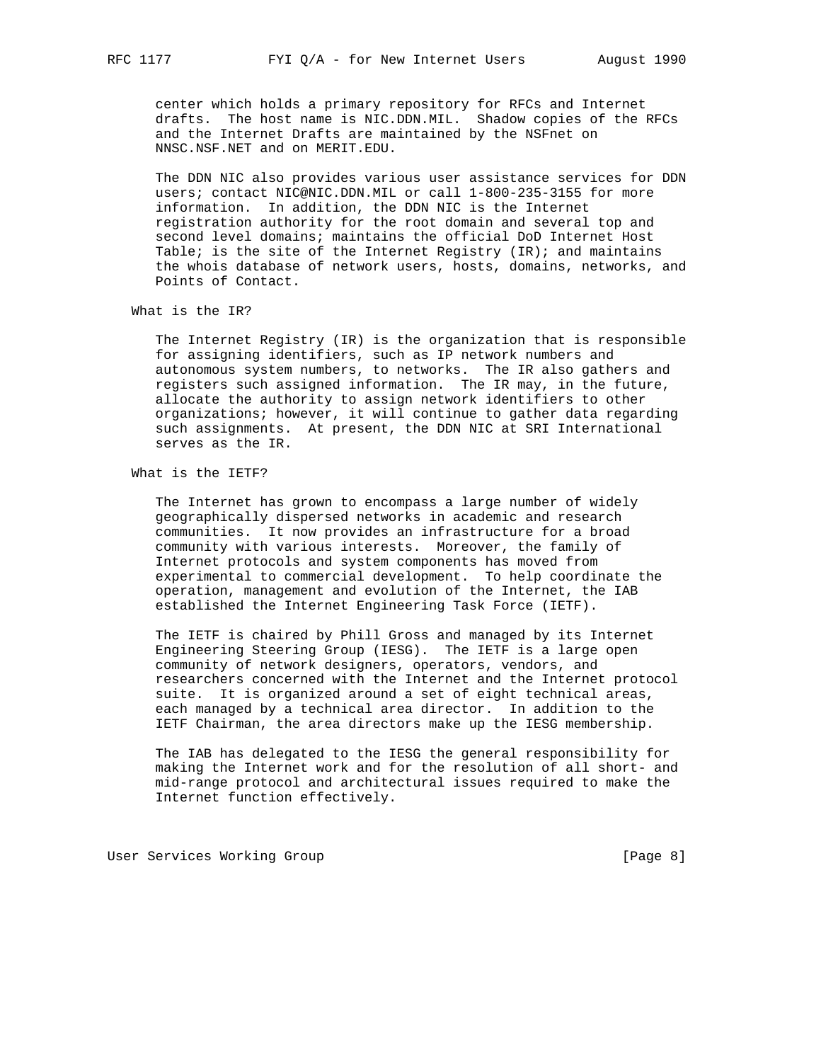center which holds a primary repository for RFCs and Internet drafts. The host name is NIC.DDN.MIL. Shadow copies of the RFCs and the Internet Drafts are maintained by the NSFnet on NNSC.NSF.NET and on MERIT.EDU.

The DDN NIC also provides various user assistance services for DDN users; contact NIC@NIC.DDN.MIL or call 1-800-235-3155 for more information. In addition, the DDN NIC is the Internet registration authority for the root domain and several top and second level domains; maintains the official DoD Internet Host Table; is the site of the Internet Registry (IR); and maintains the whois database of network users, hosts, domains, networks, and Points of Contact.

### What is the IR?

The Internet Registry (IR) is the organization that is responsible for assigning identifiers, such as IP network numbers and autonomous system numbers, to networks. The IR also gathers and registers such assigned information. The IR may, in the future, allocate the authority to assign network identifiers to other organizations; however, it will continue to gather data regarding such assignments. At present, the DDN NIC at SRI International serves as the IR.

### What is the IETF?

The Internet has grown to encompass a large number of widely geographically dispersed networks in academic and research communities. It now provides an infrastructure for a broad community with various interests. Moreover, the family of Internet protocols and system components has moved from experimental to commercial development. To help coordinate the operation, management and evolution of the Internet, the IAB established the Internet Engineering Task Force (IETF).

The IETF is chaired by Phill Gross and managed by its Internet Engineering Steering Group (IESG). The IETF is a large open community of network designers, operators, vendors, and researchers concerned with the Internet and the Internet protocol suite. It is organized around a set of eight technical areas, each managed by a technical area director. In addition to the IETF Chairman, the area directors make up the IESG membership.

The IAB has delegated to the IESG the general responsibility for making the Internet work and for the resolution of all short- and mid-range protocol and architectural issues required to make the Internet function effectively.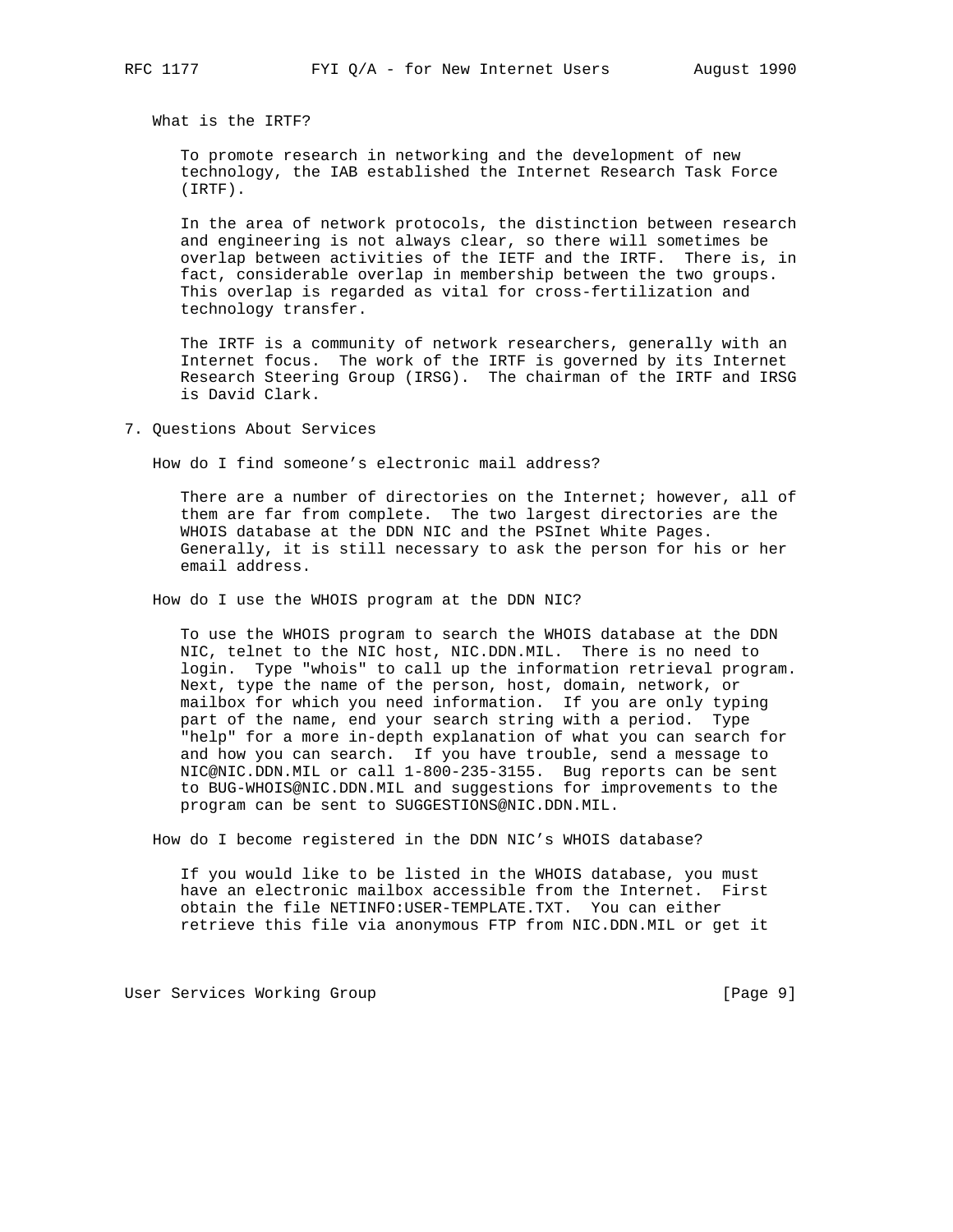### What is the IRTF?

To promote research in networking and the development of new technology, the IAB established the Internet Research Task Force (IRTF).

In the area of network protocols, the distinction between research and engineering is not always clear, so there will sometimes be overlap between activities of the IETF and the IRTF. There is, in fact, considerable overlap in membership between the two groups. This overlap is regarded as vital for cross-fertilization and technology transfer.

The IRTF is a community of network researchers, generally with an Internet focus. The work of the IRTF is governed by its Internet Research Steering Group (IRSG). The chairman of the IRTF and IRSG is David Clark.

## 7. Questions About Services

### How do I find someone's electronic mail address?

There are a number of directories on the Internet; however, all of them are far from complete. The two largest directories are the WHOIS database at the DDN NIC and the PSInet White Pages. Generally, it is still necessary to ask the person for his or her email address.

### How do I use the WHOIS program at the DDN NIC?

To use the WHOIS program to search the WHOIS database at the DDN NIC, telnet to the NIC host, NIC.DDN.MIL. There is no need to login. Type "whois" to call up the information retrieval program. Next, type the name of the person, host, domain, network, or mailbox for which you need information. If you are only typing part of the name, end your search string with a period. Type "help" for a more in-depth explanation of what you can search for and how you can search. If you have trouble, send a message to NIC@NIC.DDN.MIL or call 1-800-235-3155. Bug reports can be sent to BUG-WHOIS@NIC.DDN.MIL and suggestions for improvements to the program can be sent to SUGGESTIONS@NIC.DDN.MIL.

### How do I become registered in the DDN NIC's WHOIS database?

If you would like to be listed in the WHOIS database, you must have an electronic mailbox accessible from the Internet. First obtain the file NETINFO:USER-TEMPLATE.TXT. You can either retrieve this file via anonymous FTP from NIC.DDN.MIL or get it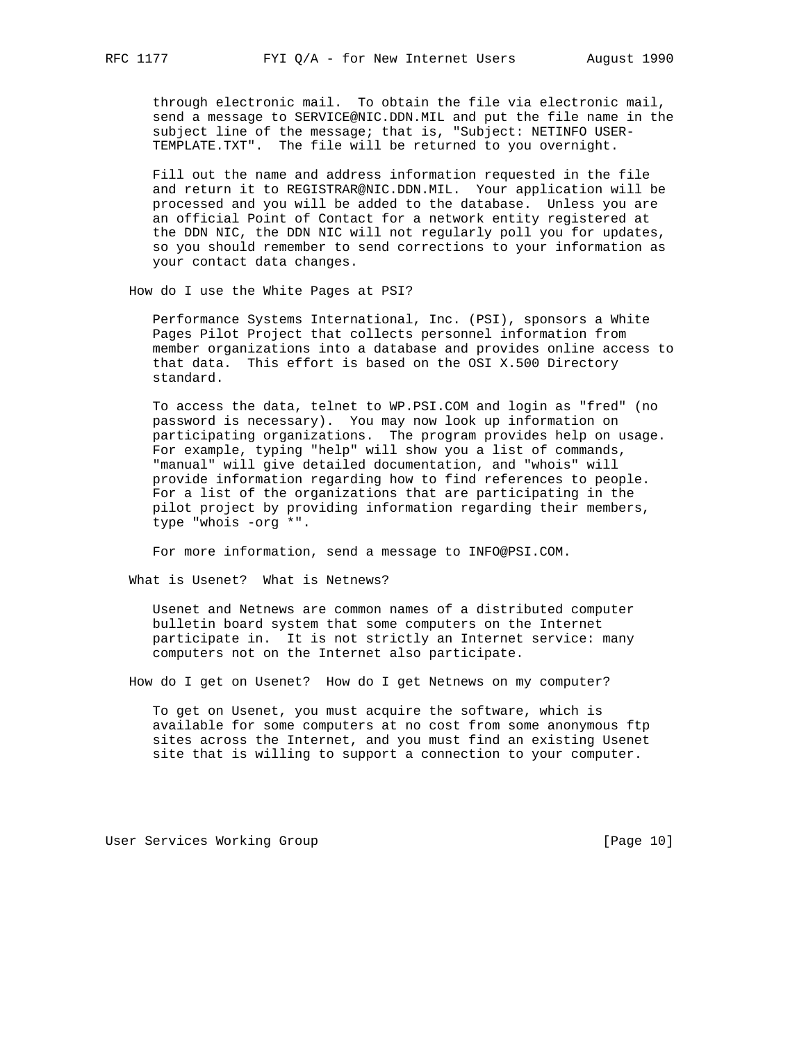through electronic mail. To obtain the file via electronic mail, send a message to SERVICE@NIC.DDN.MIL and put the file name in the subject line of the message; that is, "Subject: NETINFO USER-TEMPLATE.TXT". The file will be returned to you overnight.

Fill out the name and address information requested in the file and return it to REGISTRAR@NIC.DDN.MIL. Your application will be processed and you will be added to the database. Unless you are an official Point of Contact for a network entity registered at the DDN NIC, the DDN NIC will not regularly poll you for updates, so you should remember to send corrections to your information as your contact data changes.

### How do I use the White Pages at PSI?

Performance Systems International, Inc. (PSI), sponsors a White Pages Pilot Project that collects personnel information from member organizations into a database and provides online access to that data. This effort is based on the OSI X.500 Directory standard.

To access the data, telnet to WP.PSI.COM and login as "fred" (no password is necessary). You may now look up information on participating organizations. The program provides help on usage. For example, typing "help" will show you a list of commands, "manual" will give detailed documentation, and "whois" will provide information regarding how to find references to people. For a list of the organizations that are participating in the pilot project by providing information regarding their members, type "whois -org *".

For more information, send a message to INFO@PSI.COM.

### What is Usenet? What is Netnews?

Usenet and Netnews are common names of a distributed computer bulletin board system that some computers on the Internet participate in. It is not strictly an Internet service: many computers not on the Internet also participate.

### How do I get on Usenet? How do I get Netnews on my computer?

To get on Usenet, you must acquire the software, which is available for some computers at no cost from some anonymous ftp sites across the Internet, and you must find an existing Usenet site that is willing to support a connection to your computer.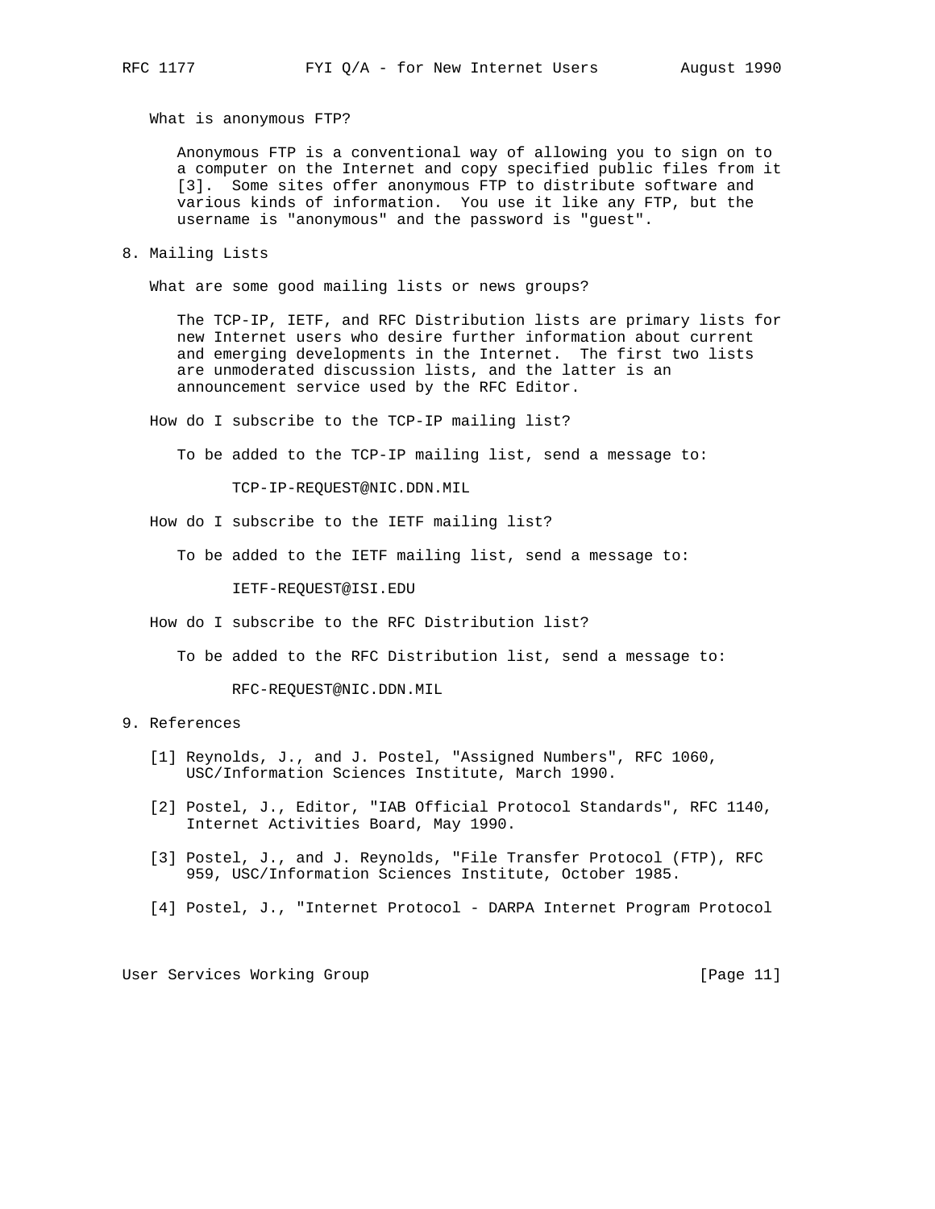What is anonymous FTP?

Anonymous FTP is a conventional way of allowing you to sign on to a computer on the Internet and copy specified public files from it [3]. Some sites offer anonymous FTP to distribute software and various kinds of information. You use it like any FTP, but the username is "anonymous" and the password is "guest".

## 8. Mailing Lists

What are some good mailing lists or news groups?

The TCP-IP, IETF, and RFC Distribution lists are primary lists for new Internet users who desire further information about current and emerging developments in the Internet. The first two lists are unmoderated discussion lists, and the latter is an announcement service used by the RFC Editor.

How do I subscribe to the TCP-IP mailing list?

To be added to the TCP-IP mailing list, send a message to:

TCP-IP-REQUEST@NIC.DDN.MIL

How do I subscribe to the IETF mailing list?

To be added to the IETF mailing list, send a message to:

IETF-REQUEST@ISI.EDU

How do I subscribe to the RFC Distribution list?

To be added to the RFC Distribution list, send a message to:

RFC-REQUEST@NIC.DDN.MIL

## 9. References

[1] Reynolds, J., and J. Postel, "Assigned Numbers", RFC 1060, USC/Information Sciences Institute, March 1990.

[2] Postel, J., Editor, "IAB Official Protocol Standards", RFC 1140, Internet Activities Board, May 1990.

[3] Postel, J., and J. Reynolds, "File Transfer Protocol (FTP), RFC 959, USC/Information Sciences Institute, October 1985.

[4] Postel, J., "Internet Protocol - DARPA Internet Program Protocol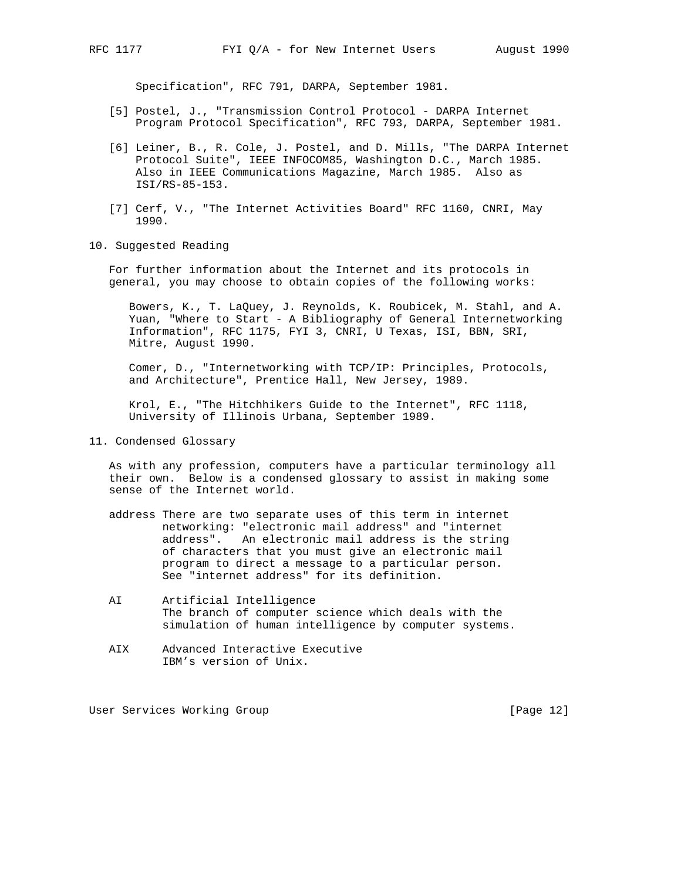Specification", RFC 791, DARPA, September 1981.

[5] Postel, J., "Transmission Control Protocol - DARPA Internet Program Protocol Specification", RFC 793, DARPA, September 1981.

[6] Leiner, B., R. Cole, J. Postel, and D. Mills, "The DARPA Internet Protocol Suite", IEEE INFOCOM85, Washington D.C., March 1985. Also in IEEE Communications Magazine, March 1985. Also as ISI/RS-85-153.

[7] Cerf, V., "The Internet Activities Board" RFC 1160, CNRI, May 1990.

## 10. Suggested Reading

For further information about the Internet and its protocols in general, you may choose to obtain copies of the following works:

Bowers, K., T. LaQuey, J. Reynolds, K. Roubicek, M. Stahl, and A. Yuan, "Where to Start - A Bibliography of General Internetworking Information", RFC 1175, FYI 3, CNRI, U Texas, ISI, BBN, SRI, Mitre, August 1990.

Comer, D., "Internetworking with TCP/IP: Principles, Protocols, and Architecture", Prentice Hall, New Jersey, 1989.

Krol, E., "The Hitchhikers Guide to the Internet", RFC 1118, University of Illinois Urbana, September 1989.

## 11. Condensed Glossary

As with any profession, computers have a particular terminology all their own. Below is a condensed glossary to assist in making some sense of the Internet world.

**address** There are two separate uses of this term in internet networking: "electronic mail address" and "internet address". An electronic mail address is the string of characters that you must give an electronic mail program to direct a message to a particular person. See "internet address" for its definition.

**AI** Artificial Intelligence
The branch of computer science which deals with the simulation of human intelligence by computer systems.

**AIX** Advanced Interactive Executive
IBM's version of Unix.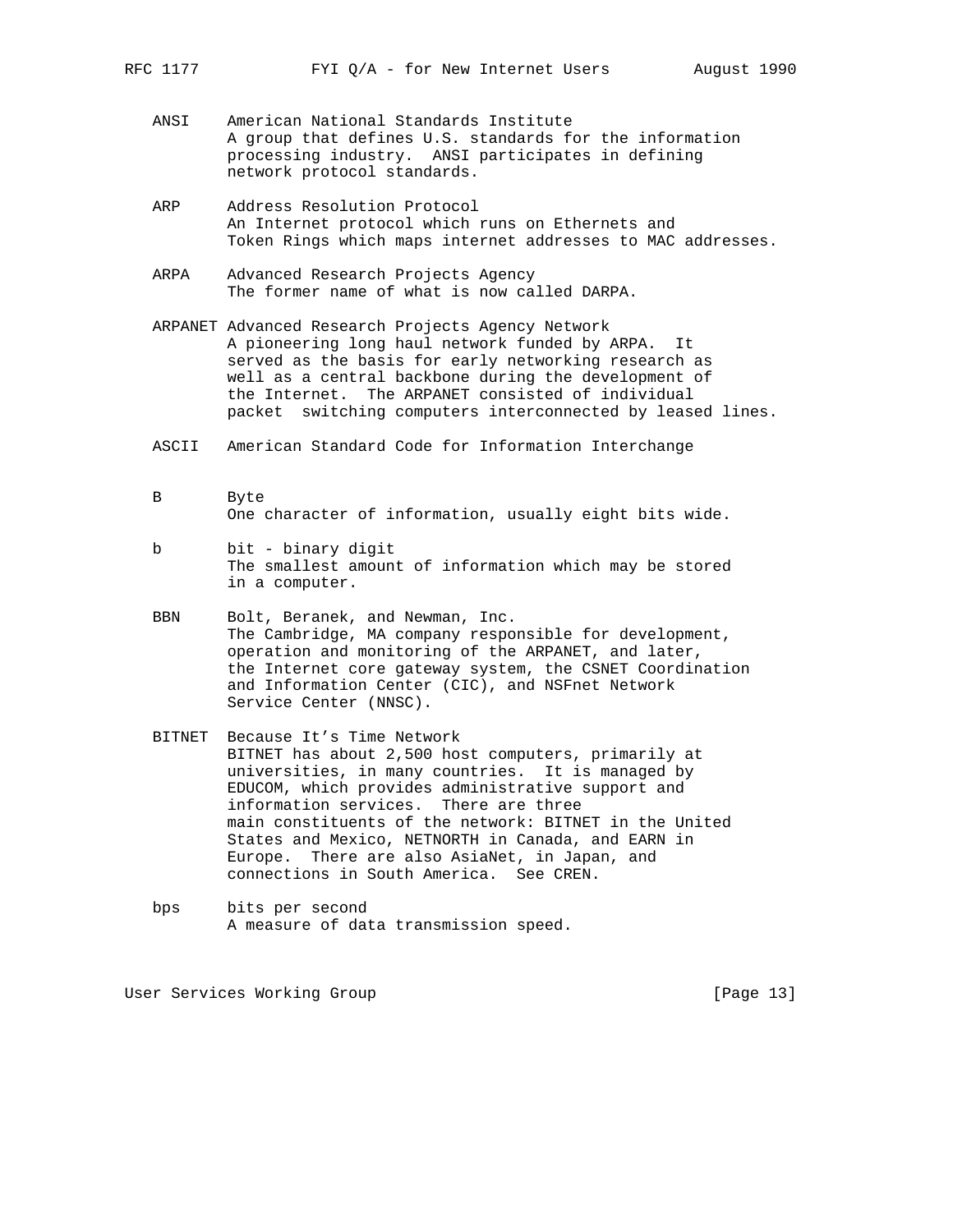**ANSI** American National Standards Institute
A group that defines U.S. standards for the information processing industry. ANSI participates in defining network protocol standards.

**ARP** Address Resolution Protocol
An Internet protocol which runs on Ethernets and Token Rings which maps internet addresses to MAC addresses.

**ARPA** Advanced Research Projects Agency
The former name of what is now called DARPA.

**ARPANET** Advanced Research Projects Agency Network
A pioneering long haul network funded by ARPA. It served as the basis for early networking research as well as a central backbone during the development of the Internet. The ARPANET consisted of individual packet switching computers interconnected by leased lines.

**ASCII** American Standard Code for Information Interchange

**B** Byte
One character of information, usually eight bits wide.

**b** bit - binary digit
The smallest amount of information which may be stored in a computer.

**BBN** Bolt, Beranek, and Newman, Inc.
The Cambridge, MA company responsible for development, operation and monitoring of the ARPANET, and later, the Internet core gateway system, the CSNET Coordination and Information Center (CIC), and NSFnet Network Service Center (NNSC).

**BITNET** Because It's Time Network
BITNET has about 2,500 host computers, primarily at universities, in many countries. It is managed by EDUCOM, which provides administrative support and information services. There are three main constituents of the network: BITNET in the United States and Mexico, NETNORTH in Canada, and EARN in Europe. There are also AsiaNet, in Japan, and connections in South America. See CREN.

**bps** bits per second
A measure of data transmission speed.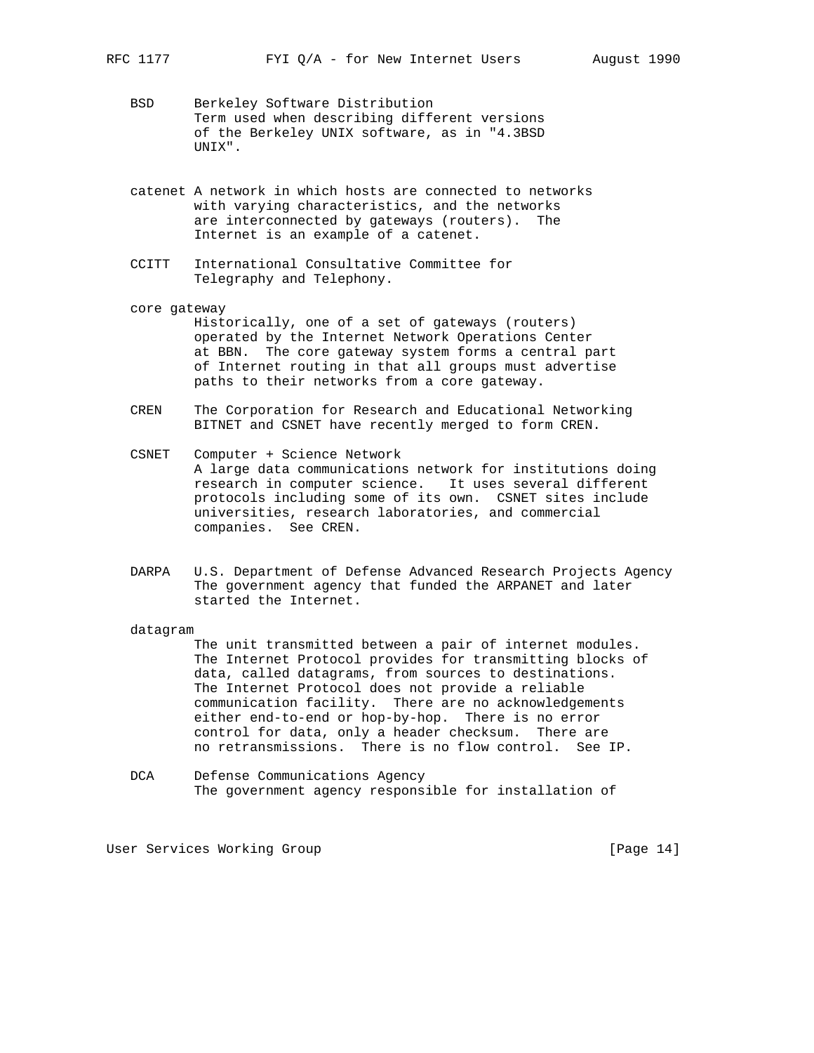BSD Berkeley Software Distribution
Term used when describing different versions of the Berkeley UNIX software, as in "4.3BSD UNIX".

catenet A network in which hosts are connected to networks with varying characteristics, and the networks are interconnected by gateways (routers). The Internet is an example of a catenet.

CCITT International Consultative Committee for Telegraphy and Telephony.

core gateway
Historically, one of a set of gateways (routers) operated by the Internet Network Operations Center at BBN. The core gateway system forms a central part of Internet routing in that all groups must advertise paths to their networks from a core gateway.

CREN The Corporation for Research and Educational Networking
BITNET and CSNET have recently merged to form CREN.

CSNET Computer + Science Network
A large data communications network for institutions doing research in computer science. It uses several different protocols including some of its own. CSNET sites include universities, research laboratories, and commercial companies. See CREN.

DARPA U.S. Department of Defense Advanced Research Projects Agency
The government agency that funded the ARPANET and later started the Internet.

datagram
The unit transmitted between a pair of internet modules. The Internet Protocol provides for transmitting blocks of data, called datagrams, from sources to destinations. The Internet Protocol does not provide a reliable communication facility. There are no acknowledgements either end-to-end or hop-by-hop. There is no error control for data, only a header checksum. There are no retransmissions. There is no flow control. See IP.

DCA Defense Communications Agency
The government agency responsible for installation of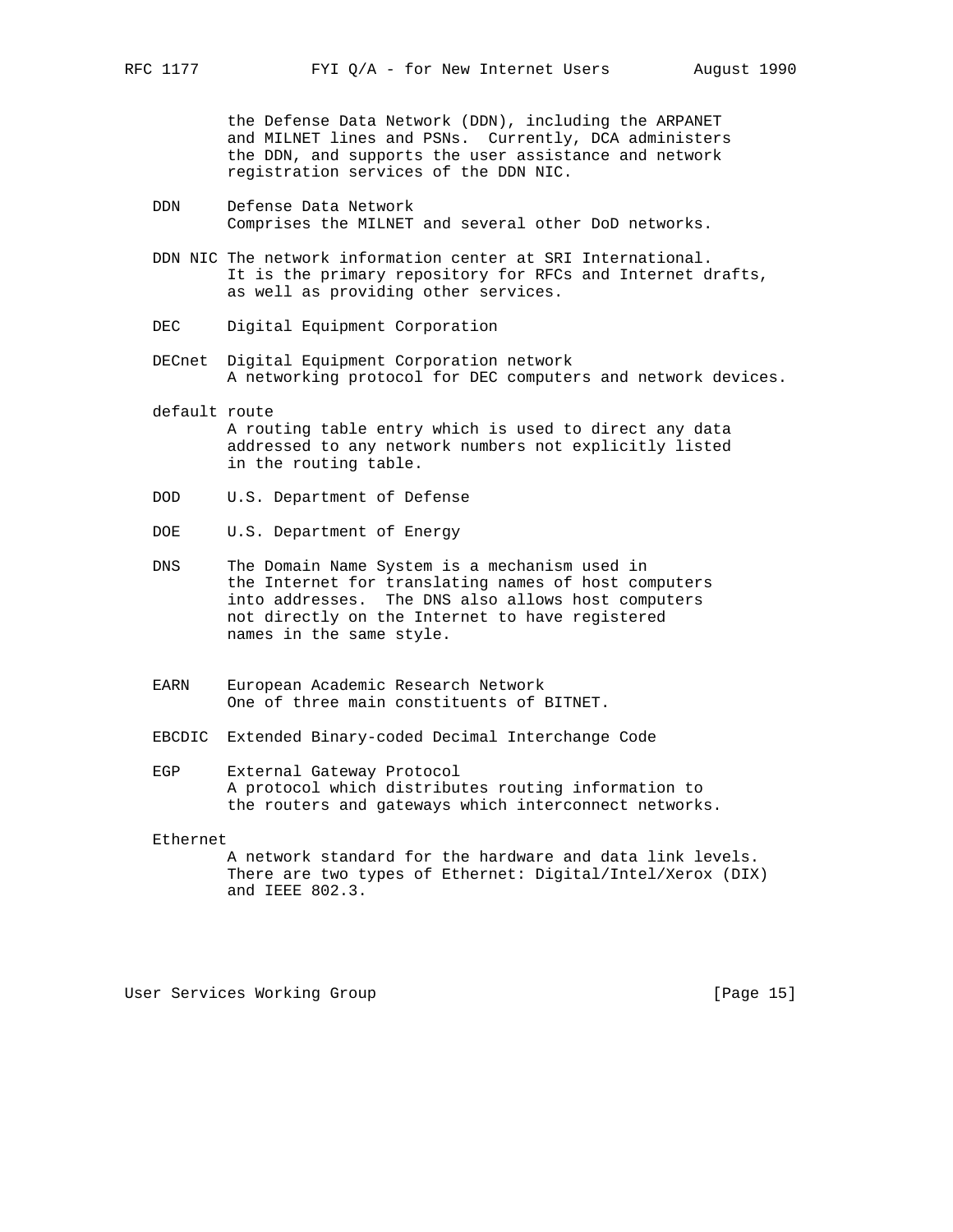the Defense Data Network (DDN), including the ARPANET and MILNET lines and PSNs. Currently, DCA administers the DDN, and supports the user assistance and network registration services of the DDN NIC.

**DDN**
Defense Data Network
Comprises the MILNET and several other DoD networks.

**DDN NIC**
The network information center at SRI International. It is the primary repository for RFCs and Internet drafts, as well as providing other services.

**DEC**
Digital Equipment Corporation

**DECnet**
Digital Equipment Corporation network
A networking protocol for DEC computers and network devices.

**default route**
A routing table entry which is used to direct any data addressed to any network numbers not explicitly listed in the routing table.

**DOD**
U.S. Department of Defense

**DOE**
U.S. Department of Energy

**DNS**
The Domain Name System is a mechanism used in the Internet for translating names of host computers into addresses. The DNS also allows host computers not directly on the Internet to have registered names in the same style.

**EARN**
European Academic Research Network
One of three main constituents of BITNET.

**EBCDIC**
Extended Binary-coded Decimal Interchange Code

**EGP**
External Gateway Protocol
A protocol which distributes routing information to the routers and gateways which interconnect networks.

**Ethernet**
A network standard for the hardware and data link levels. There are two types of Ethernet: Digital/Intel/Xerox (DIX) and IEEE 802.3.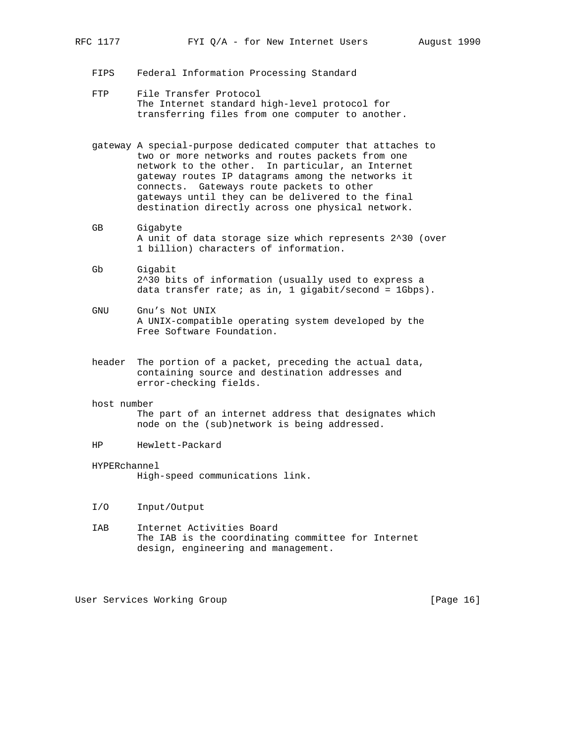FIPS    Federal Information Processing Standard

FTP     File Transfer Protocol
        The Internet standard high-level protocol for transferring files from one computer to another.

gateway A special-purpose dedicated computer that attaches to two or more networks and routes packets from one network to the other. In particular, an Internet gateway routes IP datagrams among the networks it connects. Gateways route packets to other gateways until they can be delivered to the final destination directly across one physical network.

GB      Gigabyte
        A unit of data storage size which represents $2^{30}$ (over 1 billion) characters of information.

Gb      Gigabit
        $2^{30}$ bits of information (usually used to express a data transfer rate; as in, 1 gigabit/second = 1Gbps).

GNU     Gnu's Not UNIX
        A UNIX-compatible operating system developed by the Free Software Foundation.

header  The portion of a packet, preceding the actual data, containing source and destination addresses and error-checking fields.

host number
        The part of an internet address that designates which node on the (sub)network is being addressed.

HP      Hewlett-Packard

HYPERchannel
        High-speed communications link.

I/O     Input/Output

IAB     Internet Activities Board
        The IAB is the coordinating committee for Internet design, engineering and management.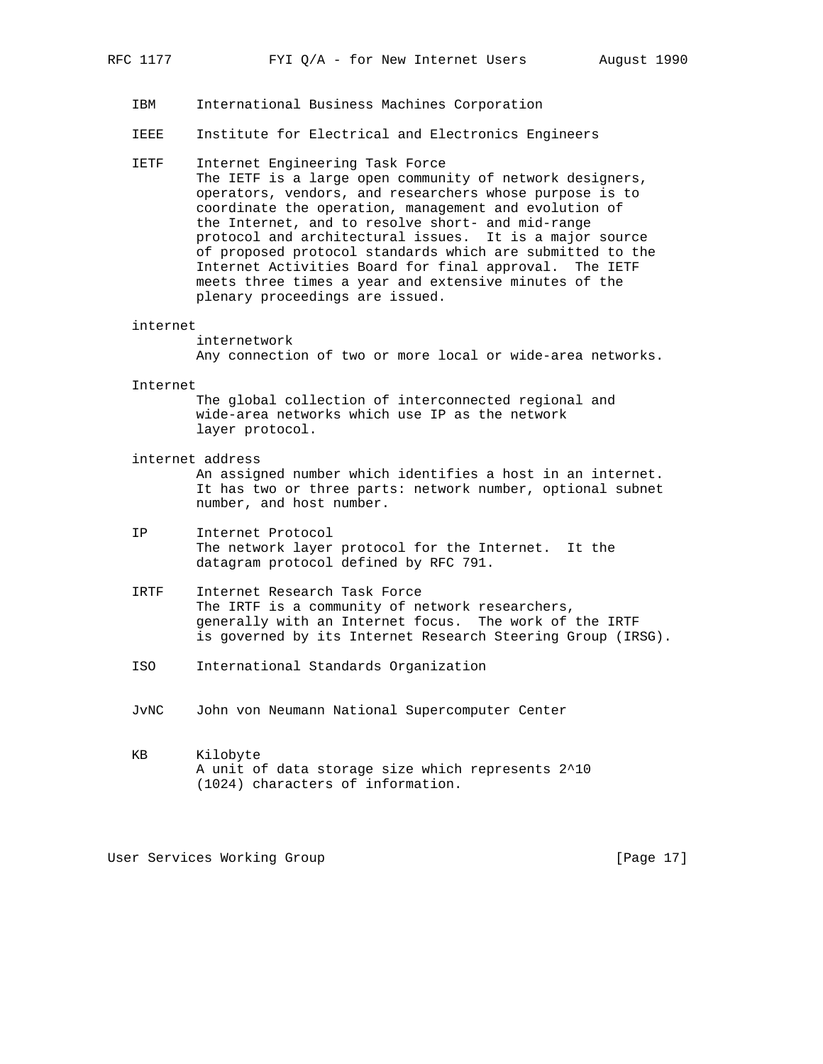IBM International Business Machines Corporation

IEEE Institute for Electrical and Electronics Engineers

IETF Internet Engineering Task Force
The IETF is a large open community of network designers, operators, vendors, and researchers whose purpose is to coordinate the operation, management and evolution of the Internet, and to resolve short- and mid-range protocol and architectural issues. It is a major source of proposed protocol standards which are submitted to the Internet Activities Board for final approval. The IETF meets three times a year and extensive minutes of the plenary proceedings are issued.

internet
internetwork
Any connection of two or more local or wide-area networks.

Internet
The global collection of interconnected regional and wide-area networks which use IP as the network layer protocol.

internet address
An assigned number which identifies a host in an internet. It has two or three parts: network number, optional subnet number, and host number.

IP Internet Protocol
The network layer protocol for the Internet. It the datagram protocol defined by RFC 791.

IRTF Internet Research Task Force
The IRTF is a community of network researchers, generally with an Internet focus. The work of the IRTF is governed by its Internet Research Steering Group (IRSG).

ISO International Standards Organization

JvNC John von Neumann National Supercomputer Center

KB Kilobyte
A unit of data storage size which represents 2^10 (1024) characters of information.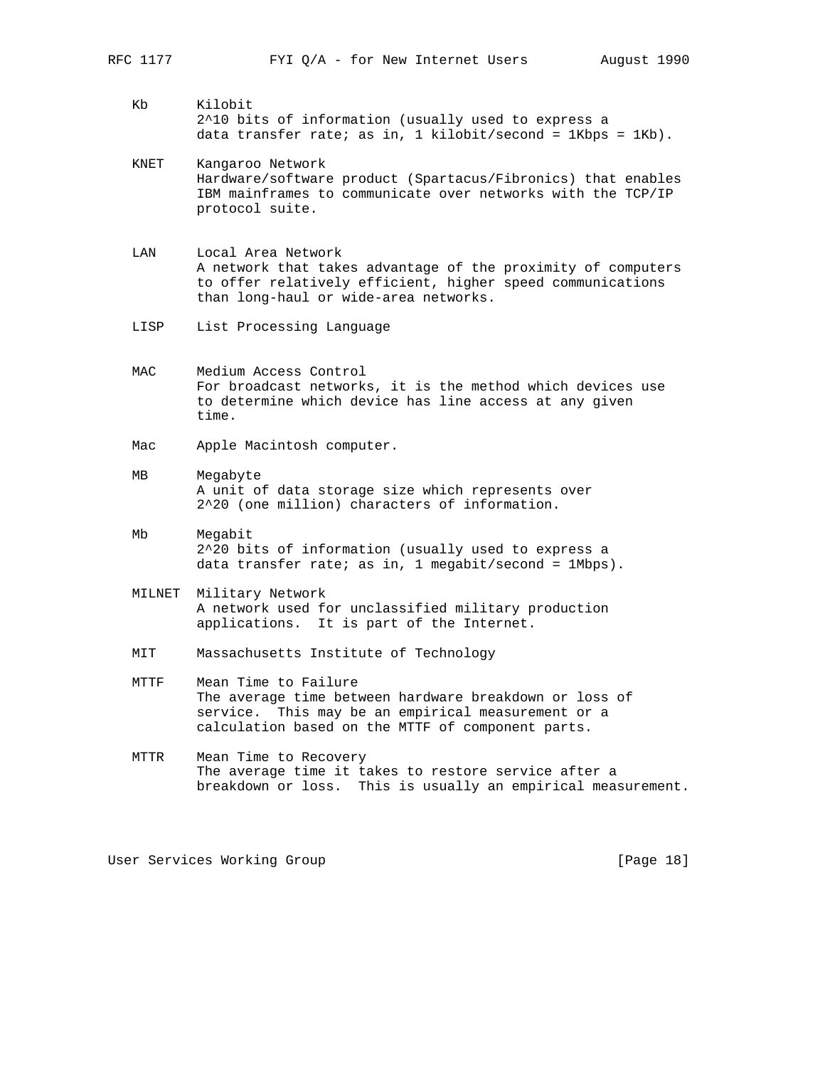Kb Kilobit
2^10 bits of information (usually used to express a data transfer rate; as in, 1 kilobit/second = 1Kbps = 1Kb).

KNET Kangaroo Network
Hardware/software product (Spartacus/Fibronics) that enables IBM mainframes to communicate over networks with the TCP/IP protocol suite.

LAN Local Area Network
A network that takes advantage of the proximity of computers to offer relatively efficient, higher speed communications than long-haul or wide-area networks.

LISP List Processing Language

MAC Medium Access Control
For broadcast networks, it is the method which devices use to determine which device has line access at any given time.

Mac Apple Macintosh computer.

MB Megabyte
A unit of data storage size which represents over 2^20 (one million) characters of information.

Mb Megabit
2^20 bits of information (usually used to express a data transfer rate; as in, 1 megabit/second = 1Mbps).

MILNET Military Network
A network used for unclassified military production applications. It is part of the Internet.

MIT Massachusetts Institute of Technology

MTTF Mean Time to Failure
The average time between hardware breakdown or loss of service. This may be an empirical measurement or a calculation based on the MTTF of component parts.

MTTR Mean Time to Recovery
The average time it takes to restore service after a breakdown or loss. This is usually an empirical measurement.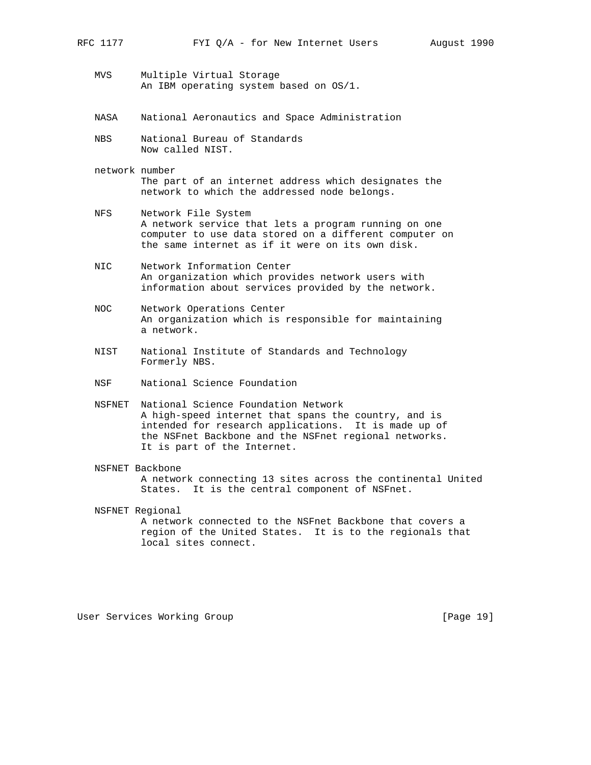MVS      Multiple Virtual Storage
         An IBM operating system based on OS/1.

NASA     National Aeronautics and Space Administration

NBS      National Bureau of Standards
         Now called NIST.

network number
         The part of an internet address which designates the
         network to which the addressed node belongs.

NFS      Network File System
         A network service that lets a program running on one
         computer to use data stored on a different computer on
         the same internet as if it were on its own disk.

NIC      Network Information Center
         An organization which provides network users with
         information about services provided by the network.

NOC      Network Operations Center
         An organization which is responsible for maintaining
         a network.

NIST     National Institute of Standards and Technology
         Formerly NBS.

NSF      National Science Foundation

NSFNET   National Science Foundation Network
         A high-speed internet that spans the country, and is
         intended for research applications.  It is made up of
         the NSFnet Backbone and the NSFnet regional networks.
         It is part of the Internet.

NSFNET Backbone
         A network connecting 13 sites across the continental United
         States.  It is the central component of NSFnet.

NSFNET Regional
         A network connected to the NSFnet Backbone that covers a
         region of the United States.  It is to the regionals that
         local sites connect.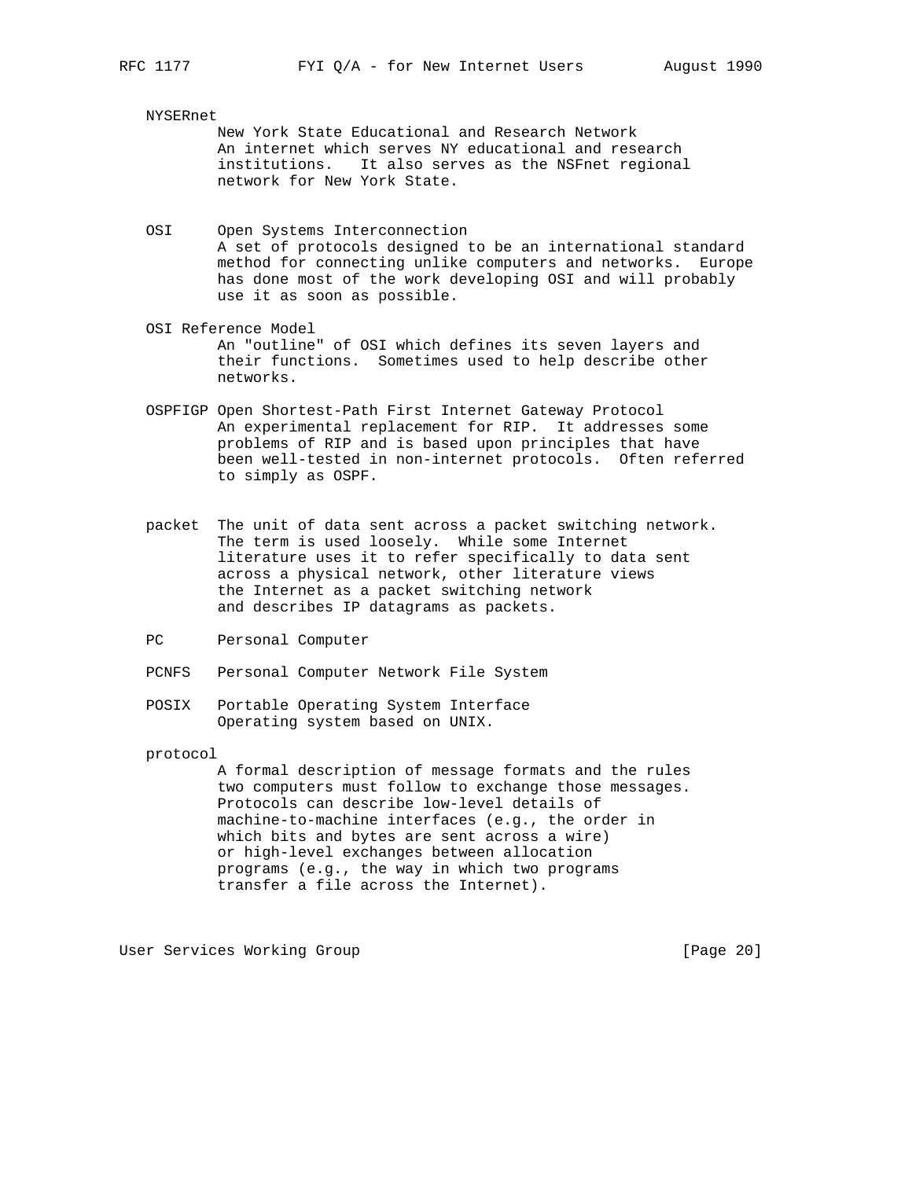NYSERnet
New York State Educational and Research Network
An internet which serves NY educational and research institutions. It also serves as the NSFnet regional network for New York State.

OSI
Open Systems Interconnection
A set of protocols designed to be an international standard method for connecting unlike computers and networks. Europe has done most of the work developing OSI and will probably use it as soon as possible.

OSI Reference Model
An "outline" of OSI which defines its seven layers and their functions. Sometimes used to help describe other networks.

OSPFIGP
Open Shortest-Path First Internet Gateway Protocol
An experimental replacement for RIP. It addresses some problems of RIP and is based upon principles that have been well-tested in non-internet protocols. Often referred to simply as OSPF.

packet
The unit of data sent across a packet switching network. The term is used loosely. While some Internet literature uses it to refer specifically to data sent across a physical network, other literature views the Internet as a packet switching network and describes IP datagrams as packets.

PC
Personal Computer

PCNFS
Personal Computer Network File System

POSIX
Portable Operating System Interface
Operating system based on UNIX.

protocol
A formal description of message formats and the rules two computers must follow to exchange those messages. Protocols can describe low-level details of machine-to-machine interfaces (e.g., the order in which bits and bytes are sent across a wire) or high-level exchanges between allocation programs (e.g., the way in which two programs transfer a file across the Internet).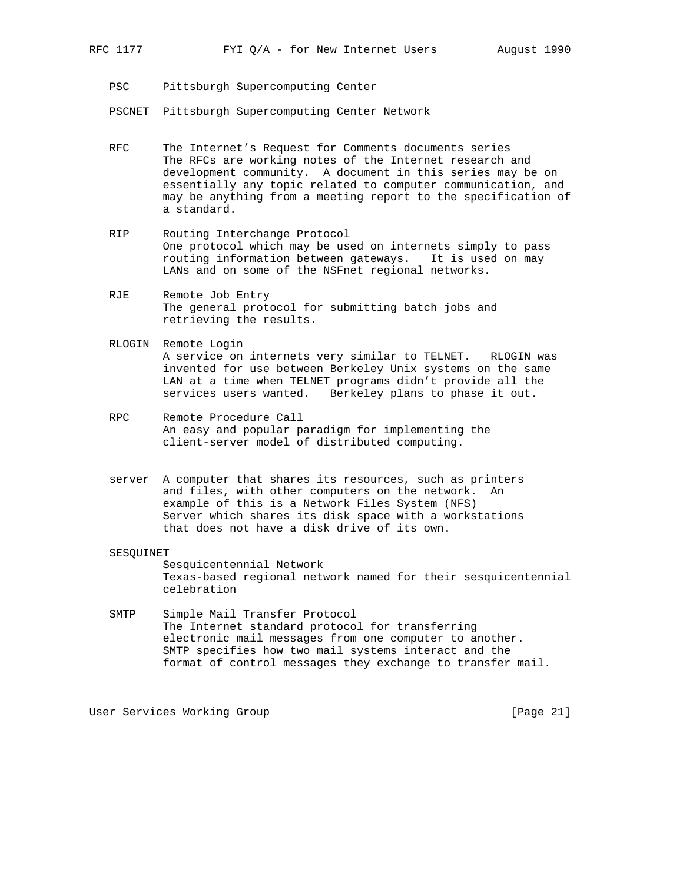PSC Pittsburgh Supercomputing Center

PSCNET Pittsburgh Supercomputing Center Network

RFC The Internet's Request for Comments documents series
The RFCs are working notes of the Internet research and development community. A document in this series may be on essentially any topic related to computer communication, and may be anything from a meeting report to the specification of a standard.

RIP Routing Interchange Protocol
One protocol which may be used on internets simply to pass routing information between gateways. It is used on may LANs and on some of the NSFnet regional networks.

RJE Remote Job Entry
The general protocol for submitting batch jobs and retrieving the results.

RLOGIN Remote Login
A service on internets very similar to TELNET. RLOGIN was invented for use between Berkeley Unix systems on the same LAN at a time when TELNET programs didn't provide all the services users wanted. Berkeley plans to phase it out.

RPC Remote Procedure Call
An easy and popular paradigm for implementing the client-server model of distributed computing.

server A computer that shares its resources, such as printers and files, with other computers on the network. An example of this is a Network Files System (NFS) Server which shares its disk space with a workstations that does not have a disk drive of its own.

SESQUINET
Sesquicentennial Network
Texas-based regional network named for their sesquicentennial celebration

SMTP Simple Mail Transfer Protocol
The Internet standard protocol for transferring electronic mail messages from one computer to another. SMTP specifies how two mail systems interact and the format of control messages they exchange to transfer mail.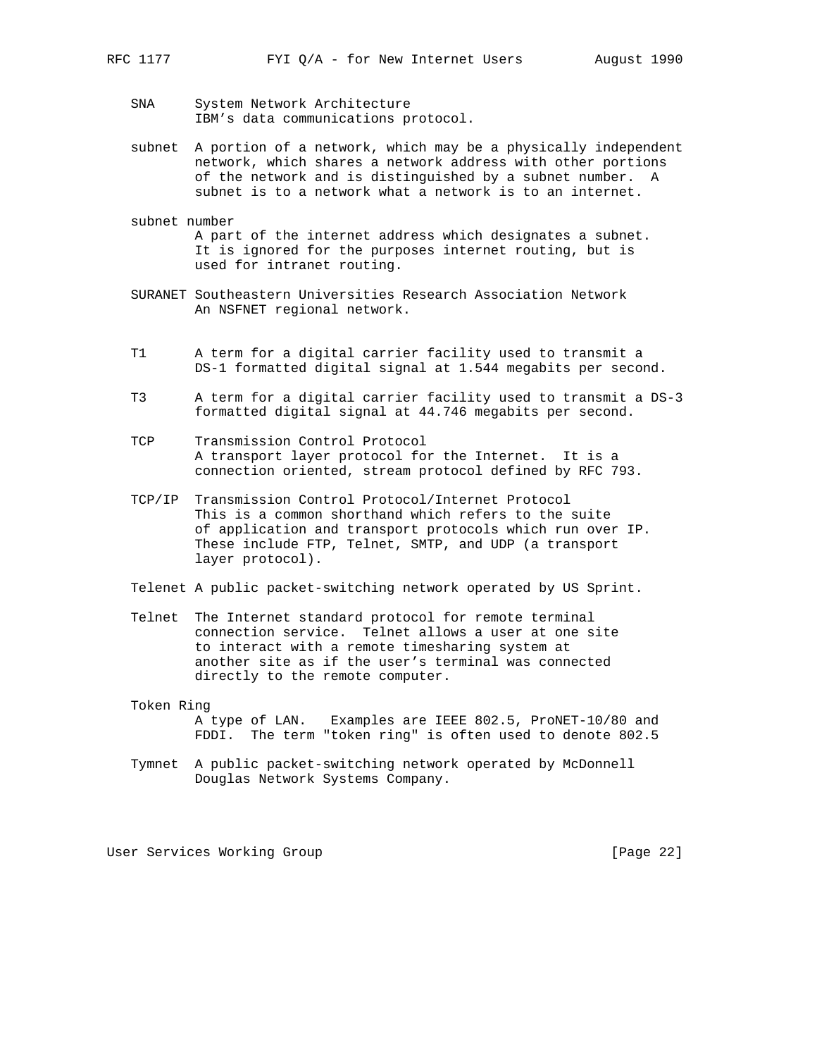SNA
: System Network Architecture
IBM's data communications protocol.

subnet
: A portion of a network, which may be a physically independent network, which shares a network address with other portions of the network and is distinguished by a subnet number. A subnet is to a network what a network is to an internet.

subnet number
: A part of the internet address which designates a subnet. It is ignored for the purposes internet routing, but is used for intranet routing.

SURANET
: Southeastern Universities Research Association Network
An NSFNET regional network.

T1
: A term for a digital carrier facility used to transmit a DS-1 formatted digital signal at 1.544 megabits per second.

T3
: A term for a digital carrier facility used to transmit a DS-3 formatted digital signal at 44.746 megabits per second.

TCP
: Transmission Control Protocol
A transport layer protocol for the Internet. It is a connection oriented, stream protocol defined by RFC 793.

TCP/IP
: Transmission Control Protocol/Internet Protocol
This is a common shorthand which refers to the suite of application and transport protocols which run over IP. These include FTP, Telnet, SMTP, and UDP (a transport layer protocol).

Telenet
: A public packet-switching network operated by US Sprint.

Telnet
: The Internet standard protocol for remote terminal connection service. Telnet allows a user at one site to interact with a remote timesharing system at another site as if the user's terminal was connected directly to the remote computer.

Token Ring
: A type of LAN. Examples are IEEE 802.5, ProNET-10/80 and FDDI. The term "token ring" is often used to denote 802.5

Tymnet
: A public packet-switching network operated by McDonnell Douglas Network Systems Company.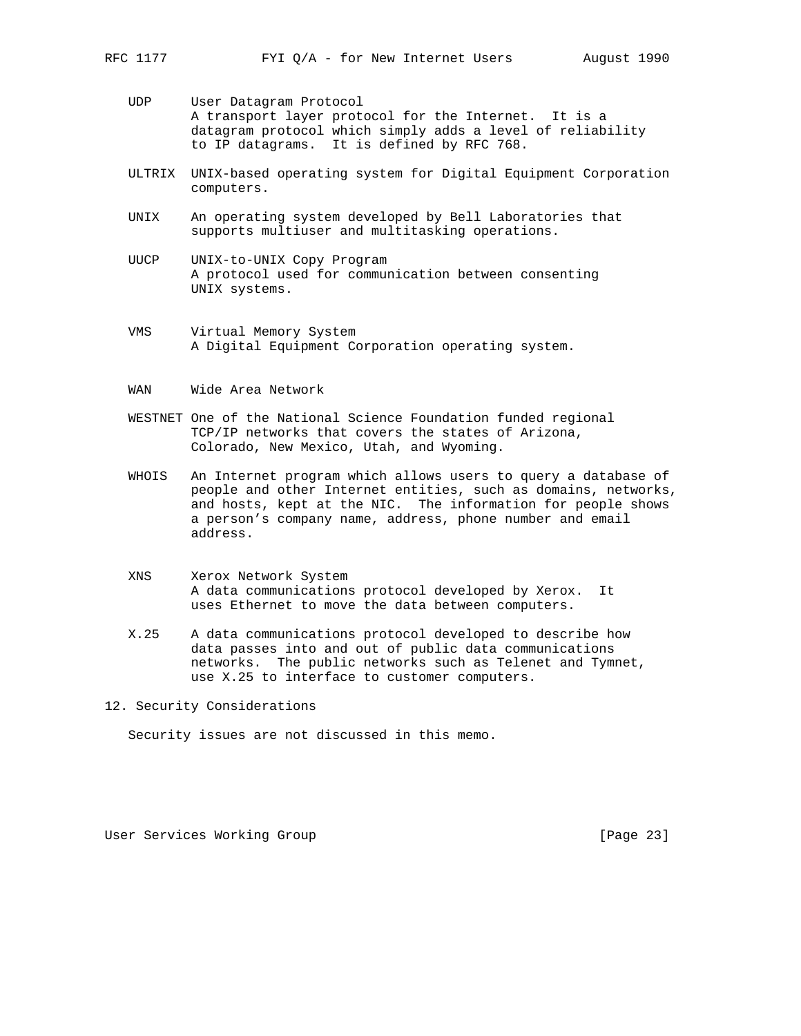UDP     User Datagram Protocol
        A transport layer protocol for the Internet. It is a datagram protocol which simply adds a level of reliability to IP datagrams. It is defined by RFC 768.

ULTRIX  UNIX-based operating system for Digital Equipment Corporation computers.

UNIX    An operating system developed by Bell Laboratories that supports multiuser and multitasking operations.

UUCP    UNIX-to-UNIX Copy Program
        A protocol used for communication between consenting UNIX systems.

VMS     Virtual Memory System
        A Digital Equipment Corporation operating system.

WAN     Wide Area Network

WESTNET One of the National Science Foundation funded regional TCP/IP networks that covers the states of Arizona, Colorado, New Mexico, Utah, and Wyoming.

WHOIS   An Internet program which allows users to query a database of people and other Internet entities, such as domains, networks, and hosts, kept at the NIC. The information for people shows a person's company name, address, phone number and email address.

XNS     Xerox Network System
        A data communications protocol developed by Xerox. It uses Ethernet to move the data between computers.

X.25    A data communications protocol developed to describe how data passes into and out of public data communications networks. The public networks such as Telenet and Tymnet, use X.25 to interface to customer computers.

## 12. Security Considerations

Security issues are not discussed in this memo.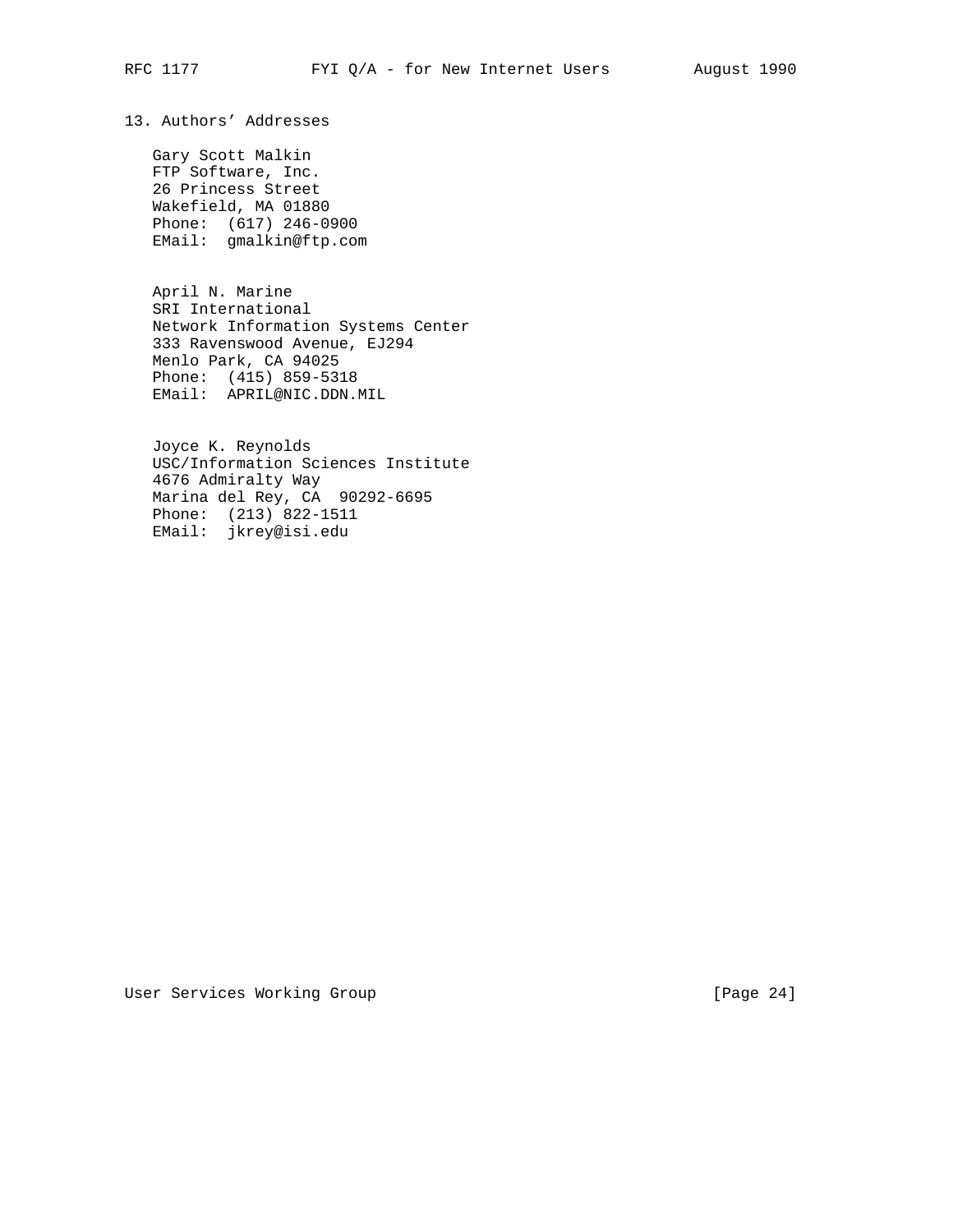## 13. Authors' Addresses

Gary Scott Malkin
FTP Software, Inc.
26 Princess Street
Wakefield, MA 01880
Phone: (617) 246-0900
EMail: gmalkin@ftp.com

April N. Marine
SRI International
Network Information Systems Center
333 Ravenswood Avenue, EJ294
Menlo Park, CA 94025
Phone: (415) 859-5318
EMail: APRIL@NIC.DDN.MIL

Joyce K. Reynolds
USC/Information Sciences Institute
4676 Admiralty Way
Marina del Rey, CA 90292-6695
Phone: (213) 822-1511
EMail: jkrey@isi.edu